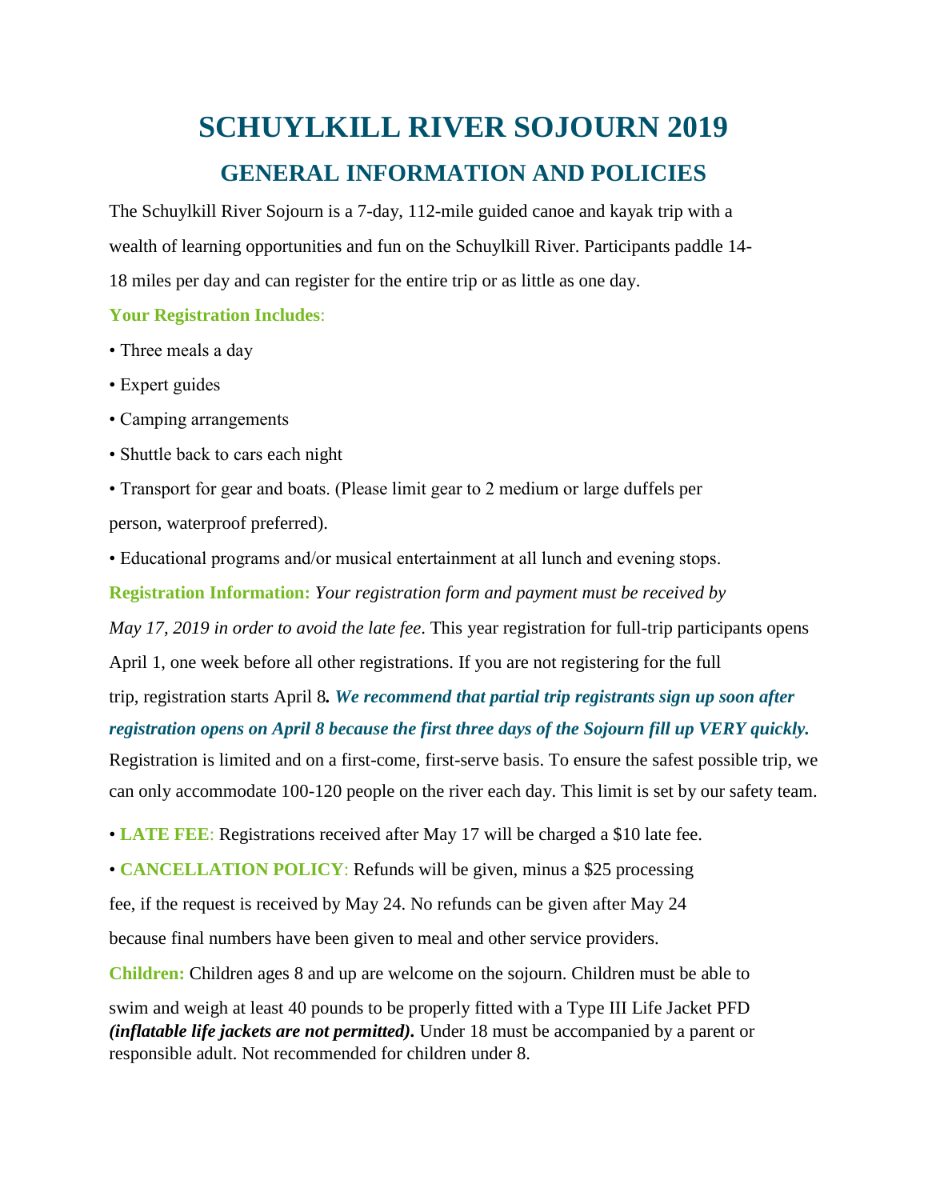# SCHUYLKILL RIVER SOJOURN 2019

## GENERAL INFORMATION AND POLICIES

The Schuylkill River Sojourn is a 7-day, 112-mile guided canoe and kayak trip with a wealth of learning opportunities and fun on the Schuylkill River. Participants paddle 14-18 miles per day and can register for the entire trip or as little as one day.

**Your Registration Includes**:

- Three meals a day
- Expert guides
- Camping arrangements
- Shuttle back to cars each night
- Transport for gear and boats. (Please limit gear to 2 medium or large duffels per person, waterproof preferred).
- Educational programs and/or musical entertainment at all lunch and evening stops.

**Registration Information:** *Your registration form and payment must be received by May 17, 2019 in order to avoid the late fee*. This year registration for full-trip participants opens April 1, one week before all other registrations. If you are not registering for the full trip, registration starts April 8***. We recommend that partial trip registrants sign up soon after registration opens on April 8 because the first three days of the Sojourn fill up VERY quickly.*** Registration is limited and on a first-come, first-serve basis. To ensure the safest possible trip, we can only accommodate 100-120 people on the river each day. This limit is set by our safety team.

- **LATE FEE**: Registrations received after May 17 will be charged a $10 late fee.
- **CANCELLATION POLICY**: Refunds will be given, minus a $25 processing fee, if the request is received by May 24. No refunds can be given after May 24 because final numbers have been given to meal and other service providers.

**Children:** Children ages 8 and up are welcome on the sojourn. Children must be able to swim and weigh at least 40 pounds to be properly fitted with a Type III Life Jacket PFD ***(inflatable life jackets are not permitted).*** Under 18 must be accompanied by a parent or responsible adult. Not recommended for children under 8.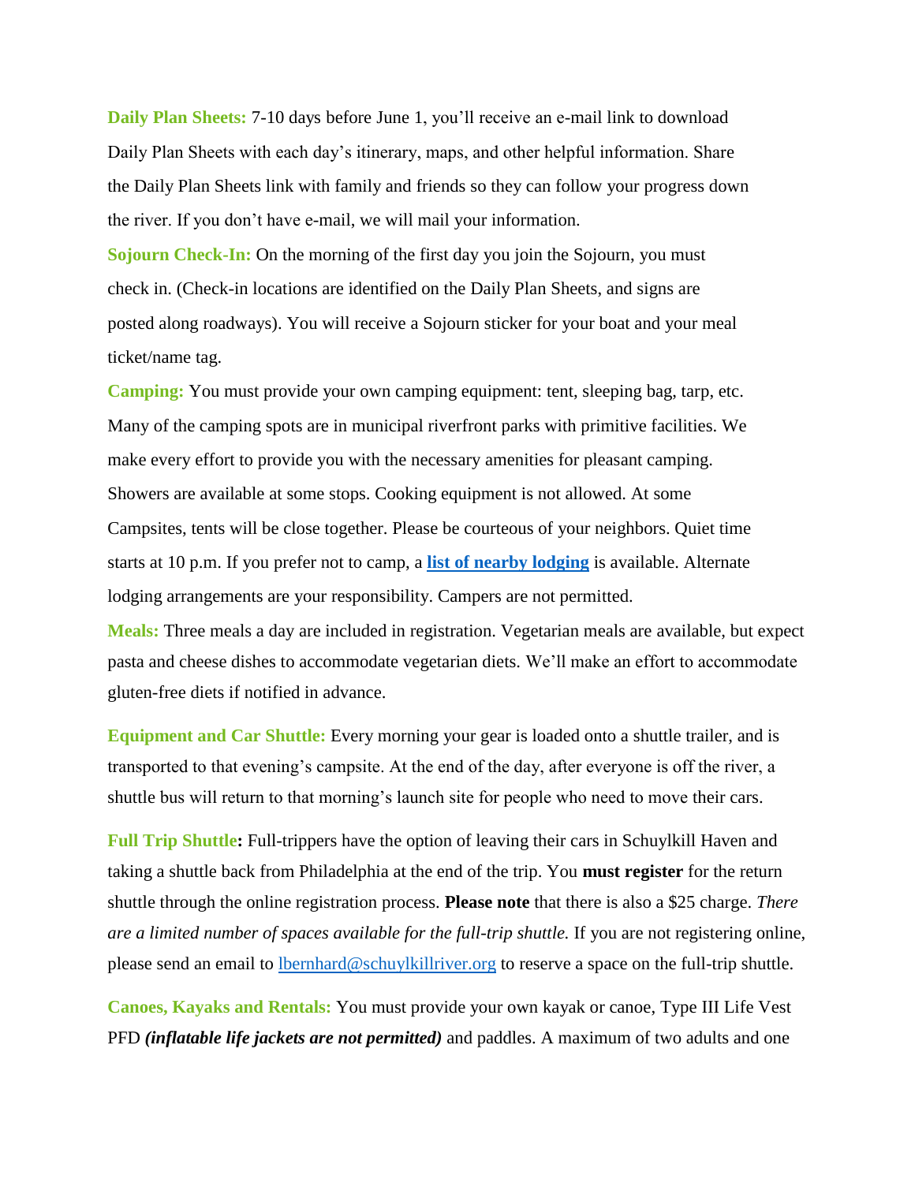**Daily Plan Sheets:** 7-10 days before June 1, you'll receive an e-mail link to download Daily Plan Sheets with each day's itinerary, maps, and other helpful information. Share the Daily Plan Sheets link with family and friends so they can follow your progress down the river. If you don't have e-mail, we will mail your information.

**Sojourn Check-In:** On the morning of the first day you join the Sojourn, you must check in. (Check-in locations are identified on the Daily Plan Sheets, and signs are posted along roadways). You will receive a Sojourn sticker for your boat and your meal ticket/name tag.

**Camping:** You must provide your own camping equipment: tent, sleeping bag, tarp, etc. Many of the camping spots are in municipal riverfront parks with primitive facilities. We make every effort to provide you with the necessary amenities for pleasant camping. Showers are available at some stops. Cooking equipment is not allowed. At some Campsites, tents will be close together. Please be courteous of your neighbors. Quiet time starts at 10 p.m. If you prefer not to camp, a **list of nearby lodging** is available. Alternate lodging arrangements are your responsibility. Campers are not permitted.

**Meals:** Three meals a day are included in registration. Vegetarian meals are available, but expect pasta and cheese dishes to accommodate vegetarian diets. We'll make an effort to accommodate gluten-free diets if notified in advance.

**Equipment and Car Shuttle:** Every morning your gear is loaded onto a shuttle trailer, and is transported to that evening's campsite. At the end of the day, after everyone is off the river, a shuttle bus will return to that morning's launch site for people who need to move their cars.

**Full Trip Shuttle:** Full-trippers have the option of leaving their cars in Schuylkill Haven and taking a shuttle back from Philadelphia at the end of the trip. You **must register** for the return shuttle through the online registration process. **Please note** that there is also a $25 charge. *There are a limited number of spaces available for the full-trip shuttle.* If you are not registering online, please send an email to lbernhard@schuylkillriver.org to reserve a space on the full-trip shuttle.

**Canoes, Kayaks and Rentals:** You must provide your own kayak or canoe, Type III Life Vest PFD ***(inflatable life jackets are not permitted)*** and paddles. A maximum of two adults and one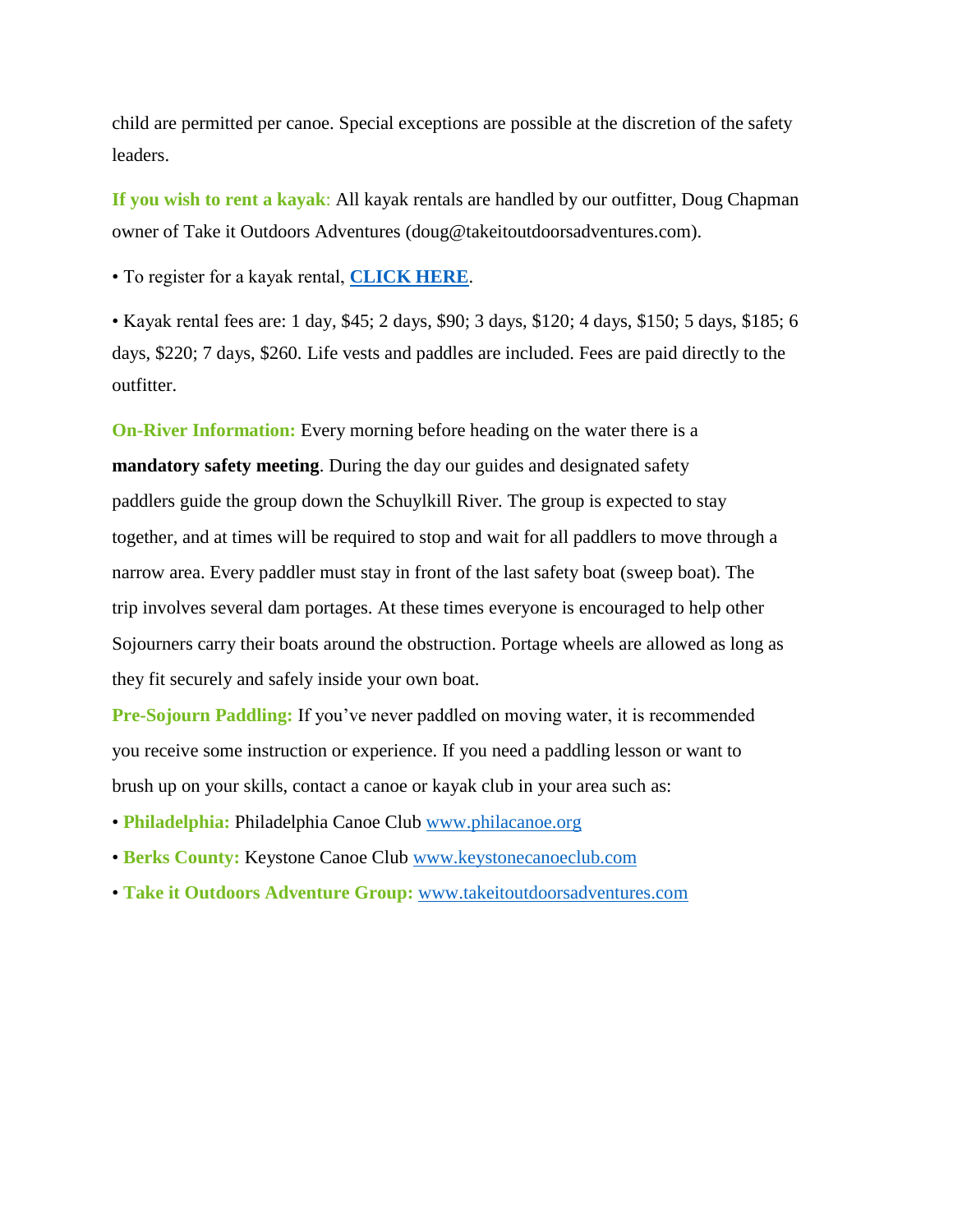child are permitted per canoe. Special exceptions are possible at the discretion of the safety leaders.

**If you wish to rent a kayak**: All kayak rentals are handled by our outfitter, Doug Chapman owner of Take it Outdoors Adventures (doug@takeitoutdoorsadventures.com).

• To register for a kayak rental, **CLICK HERE**.

• Kayak rental fees are: 1 day, $45; 2 days, $90; 3 days, $120; 4 days, $150; 5 days, $185; 6 days, $220; 7 days, $260. Life vests and paddles are included. Fees are paid directly to the outfitter.

**On-River Information:** Every morning before heading on the water there is a **mandatory safety meeting**. During the day our guides and designated safety paddlers guide the group down the Schuylkill River. The group is expected to stay together, and at times will be required to stop and wait for all paddlers to move through a narrow area. Every paddler must stay in front of the last safety boat (sweep boat). The trip involves several dam portages. At these times everyone is encouraged to help other Sojourners carry their boats around the obstruction. Portage wheels are allowed as long as they fit securely and safely inside your own boat.

**Pre-Sojourn Paddling:** If you've never paddled on moving water, it is recommended you receive some instruction or experience. If you need a paddling lesson or want to brush up on your skills, contact a canoe or kayak club in your area such as:

• **Philadelphia:** Philadelphia Canoe Club www.philacanoe.org

• **Berks County:** Keystone Canoe Club www.keystonecanoeclub.com

• **Take it Outdoors Adventure Group:** www.takeitoutdoorsadventures.com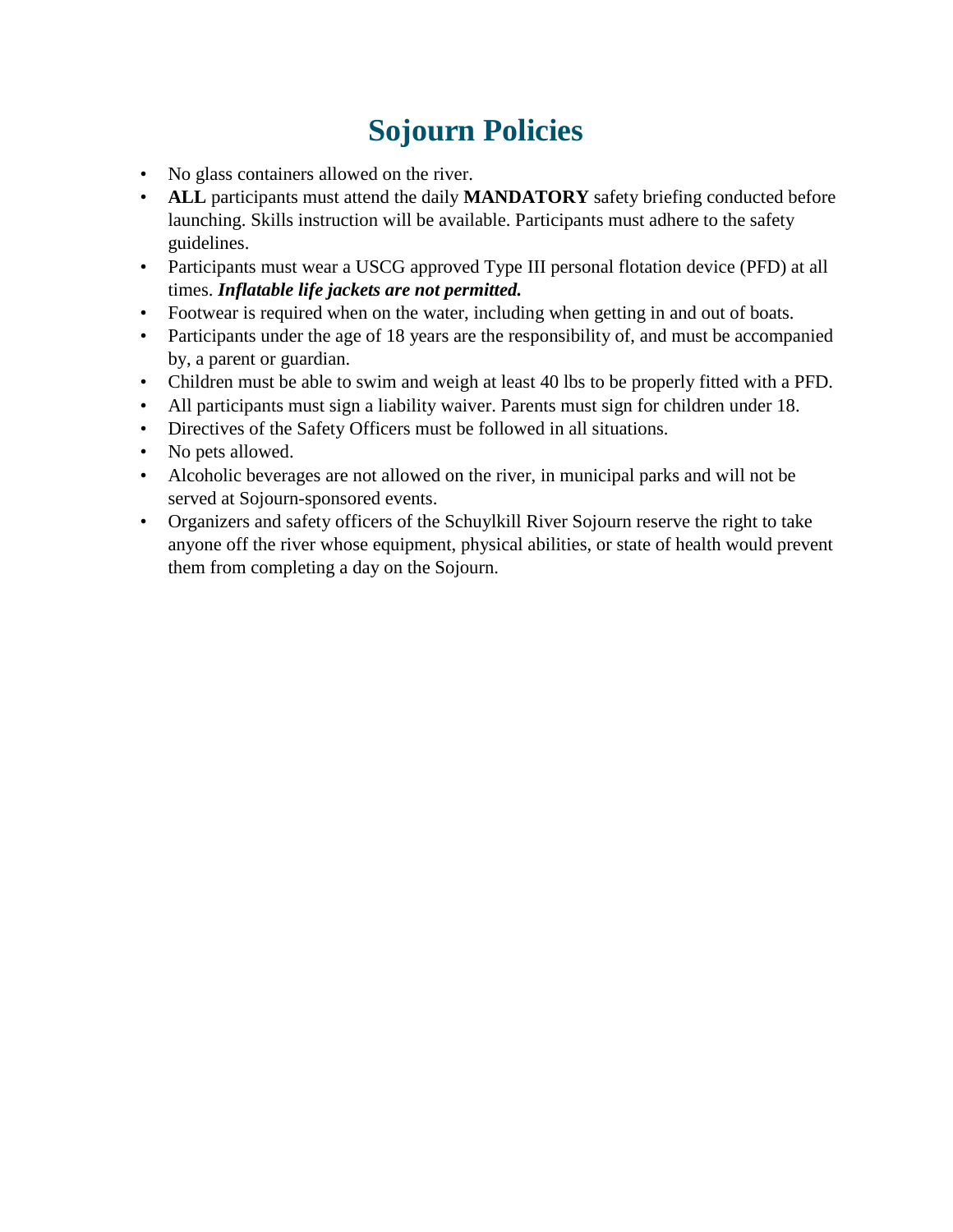# Sojourn Policies

- No glass containers allowed on the river.
- **ALL** participants must attend the daily **MANDATORY** safety briefing conducted before launching. Skills instruction will be available. Participants must adhere to the safety guidelines.
- Participants must wear a USCG approved Type III personal flotation device (PFD) at all times. ***Inflatable life jackets are not permitted.***
- Footwear is required when on the water, including when getting in and out of boats.
- Participants under the age of 18 years are the responsibility of, and must be accompanied by, a parent or guardian.
- Children must be able to swim and weigh at least 40 lbs to be properly fitted with a PFD.
- All participants must sign a liability waiver. Parents must sign for children under 18.
- Directives of the Safety Officers must be followed in all situations.
- No pets allowed.
- Alcoholic beverages are not allowed on the river, in municipal parks and will not be served at Sojourn-sponsored events.
- Organizers and safety officers of the Schuylkill River Sojourn reserve the right to take anyone off the river whose equipment, physical abilities, or state of health would prevent them from completing a day on the Sojourn.